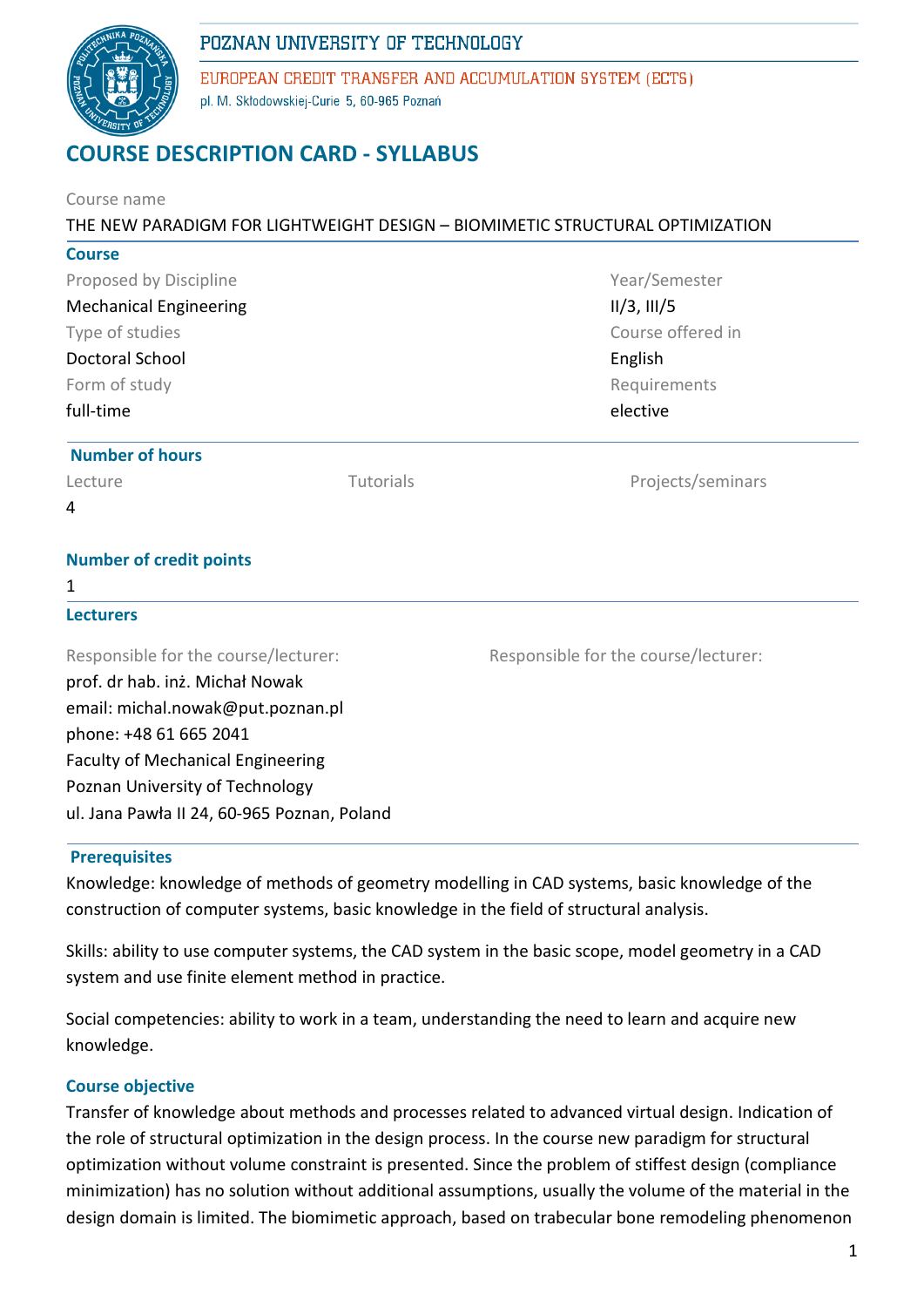POZNAN UNIVERSITY OF TECHNOLOGY

EUROPEAN CREDIT TRANSFER AND ACCUMULATION SYSTEM (ECTS)

pl. M. Skłodowskiej-Curie 5, 60-965 Poznań

# COURSE DESCRIPTION CARD - SYLLABUS

Course name

THE NEW PARADIGM FOR LIGHTWEIGHT DESIGN – BIOMIMETIC STRUCTURAL OPTIMIZATION

## Course

| | |
|---|---|
| Proposed by Discipline | Year/Semester |
| Mechanical Engineering | II/3, III/5 |
| Type of studies | Course offered in |
| Doctoral School | English |
| Form of study | Requirements |
| full-time | elective |

## Number of hours

| Lecture | Tutorials | Projects/seminars |
|---|---|---|
| 4 | | |

## Number of credit points

1

## Lecturers

| Responsible for the course/lecturer: | Responsible for the course/lecturer: |
|---|---|
| prof. dr hab. inż. Michał Nowak<br>email: michal.nowak@put.poznan.pl<br>phone: +48 61 665 2041<br>Faculty of Mechanical Engineering<br>Poznan University of Technology<br>ul. Jana Pawła II 24, 60-965 Poznan, Poland | |

## Prerequisites

Knowledge: knowledge of methods of geometry modelling in CAD systems, basic knowledge of the construction of computer systems, basic knowledge in the field of structural analysis.

Skills: ability to use computer systems, the CAD system in the basic scope, model geometry in a CAD system and use finite element method in practice.

Social competencies: ability to work in a team, understanding the need to learn and acquire new knowledge.

## Course objective

Transfer of knowledge about methods and processes related to advanced virtual design. Indication of the role of structural optimization in the design process. In the course new paradigm for structural optimization without volume constraint is presented. Since the problem of stiffest design (compliance minimization) has no solution without additional assumptions, usually the volume of the material in the design domain is limited. The biomimetic approach, based on trabecular bone remodeling phenomenon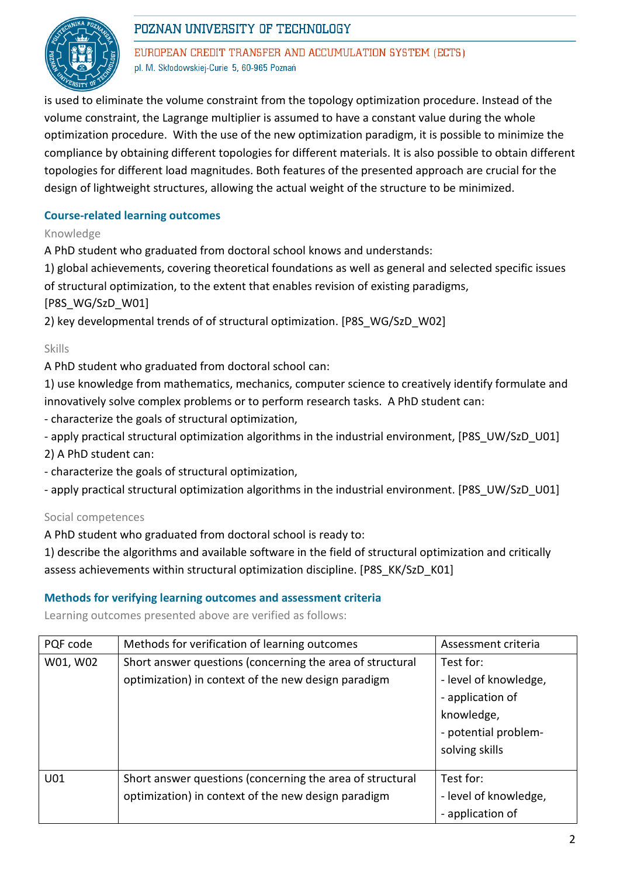is used to eliminate the volume constraint from the topology optimization procedure. Instead of the volume constraint, the Lagrange multiplier is assumed to have a constant value during the whole optimization procedure. With the use of the new optimization paradigm, it is possible to minimize the compliance by obtaining different topologies for different materials. It is also possible to obtain different topologies for different load magnitudes. Both features of the presented approach are crucial for the design of lightweight structures, allowing the actual weight of the structure to be minimized.

## Course-related learning outcomes

### Knowledge

A PhD student who graduated from doctoral school knows and understands:

1) global achievements, covering theoretical foundations as well as general and selected specific issues of structural optimization, to the extent that enables revision of existing paradigms, [P8S_WG/SzD_W01]

2) key developmental trends of of structural optimization. [P8S_WG/SzD_W02]

### Skills

A PhD student who graduated from doctoral school can:

1) use knowledge from mathematics, mechanics, computer science to creatively identify formulate and innovatively solve complex problems or to perform research tasks. A PhD student can:

- characterize the goals of structural optimization,
- apply practical structural optimization algorithms in the industrial environment, [P8S_UW/SzD_U01]

2) A PhD student can:

- characterize the goals of structural optimization,
- apply practical structural optimization algorithms in the industrial environment. [P8S_UW/SzD_U01]

### Social competences

A PhD student who graduated from doctoral school is ready to:

1) describe the algorithms and available software in the field of structural optimization and critically assess achievements within structural optimization discipline. [P8S_KK/SzD_K01]

## Methods for verifying learning outcomes and assessment criteria

Learning outcomes presented above are verified as follows:

| PQF code | Methods for verification of learning outcomes | Assessment criteria |
|---|---|---|
| W01, W02 | Short answer questions (concerning the area of structural optimization) in context of the new design paradigm | Test for:<br>- level of knowledge,<br>- application of knowledge,<br>- potential problem-solving skills |
| U01 | Short answer questions (concerning the area of structural optimization) in context of the new design paradigm | Test for:<br>- level of knowledge,<br>- application of |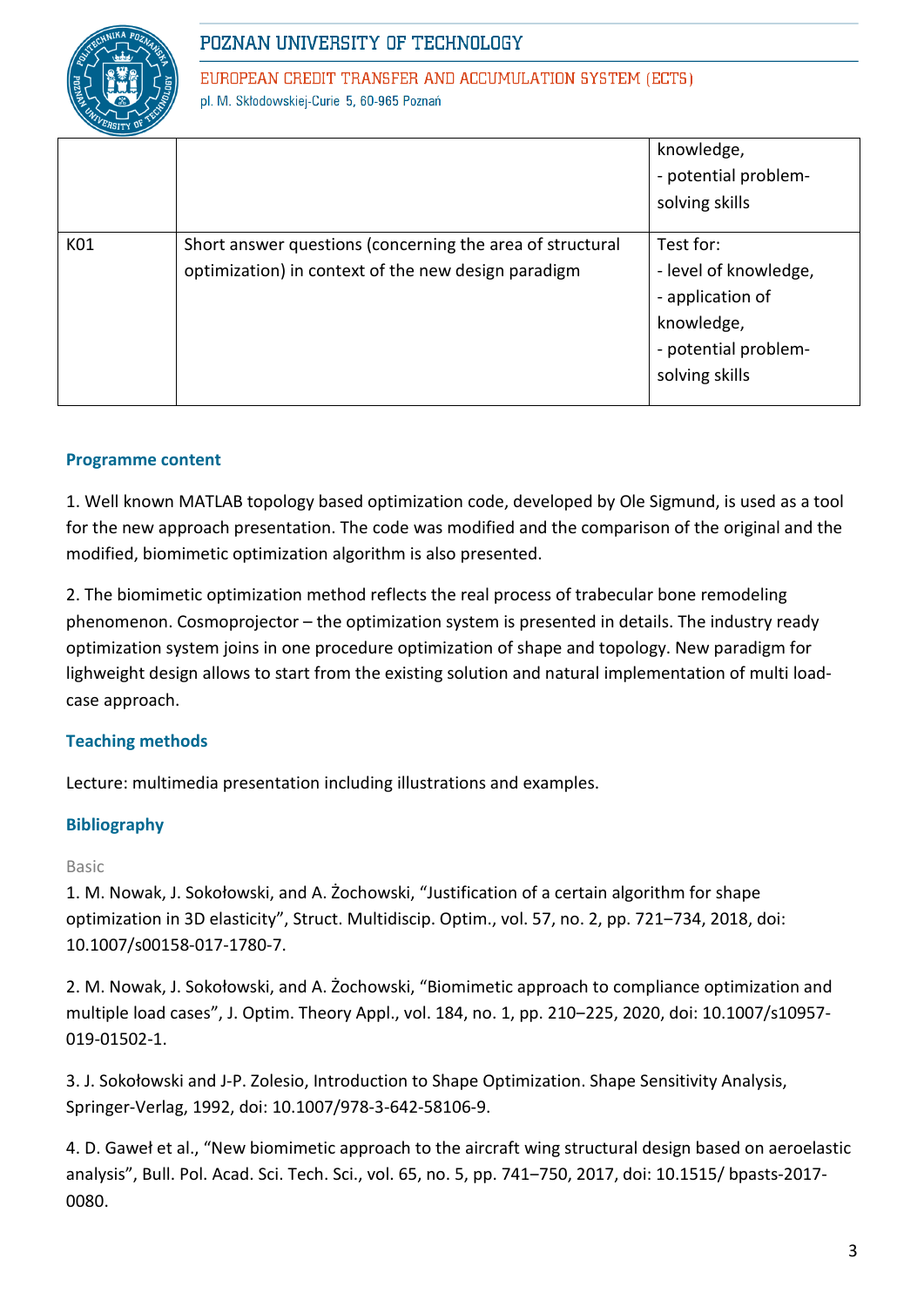| | | knowledge,<br>- potential problem-solving skills |
|---|---|---|
| K01 | Short answer questions (concerning the area of structural optimization) in context of the new design paradigm | Test for:<br>- level of knowledge,<br>- application of knowledge,<br>- potential problem-solving skills |

### Programme content

1. Well known MATLAB topology based optimization code, developed by Ole Sigmund, is used as a tool for the new approach presentation. The code was modified and the comparison of the original and the modified, biomimetic optimization algorithm is also presented.

2. The biomimetic optimization method reflects the real process of trabecular bone remodeling phenomenon. Cosmoprojector – the optimization system is presented in details. The industry ready optimization system joins in one procedure optimization of shape and topology. New paradigm for lighweight design allows to start from the existing solution and natural implementation of multi load-case approach.

### Teaching methods

Lecture: multimedia presentation including illustrations and examples.

### Bibliography

Basic

1. M. Nowak, J. Sokołowski, and A. Żochowski, "Justification of a certain algorithm for shape optimization in 3D elasticity", Struct. Multidiscip. Optim., vol. 57, no. 2, pp. 721–734, 2018, doi: 10.1007/s00158-017-1780-7.

2. M. Nowak, J. Sokołowski, and A. Żochowski, "Biomimetic approach to compliance optimization and multiple load cases", J. Optim. Theory Appl., vol. 184, no. 1, pp. 210–225, 2020, doi: 10.1007/s10957-019-01502-1.

3. J. Sokołowski and J-P. Zolesio, Introduction to Shape Optimization. Shape Sensitivity Analysis, Springer-Verlag, 1992, doi: 10.1007/978-3-642-58106-9.

4. D. Gaweł et al., "New biomimetic approach to the aircraft wing structural design based on aeroelastic analysis", Bull. Pol. Acad. Sci. Tech. Sci., vol. 65, no. 5, pp. 741–750, 2017, doi: 10.1515/ bpasts-2017-0080.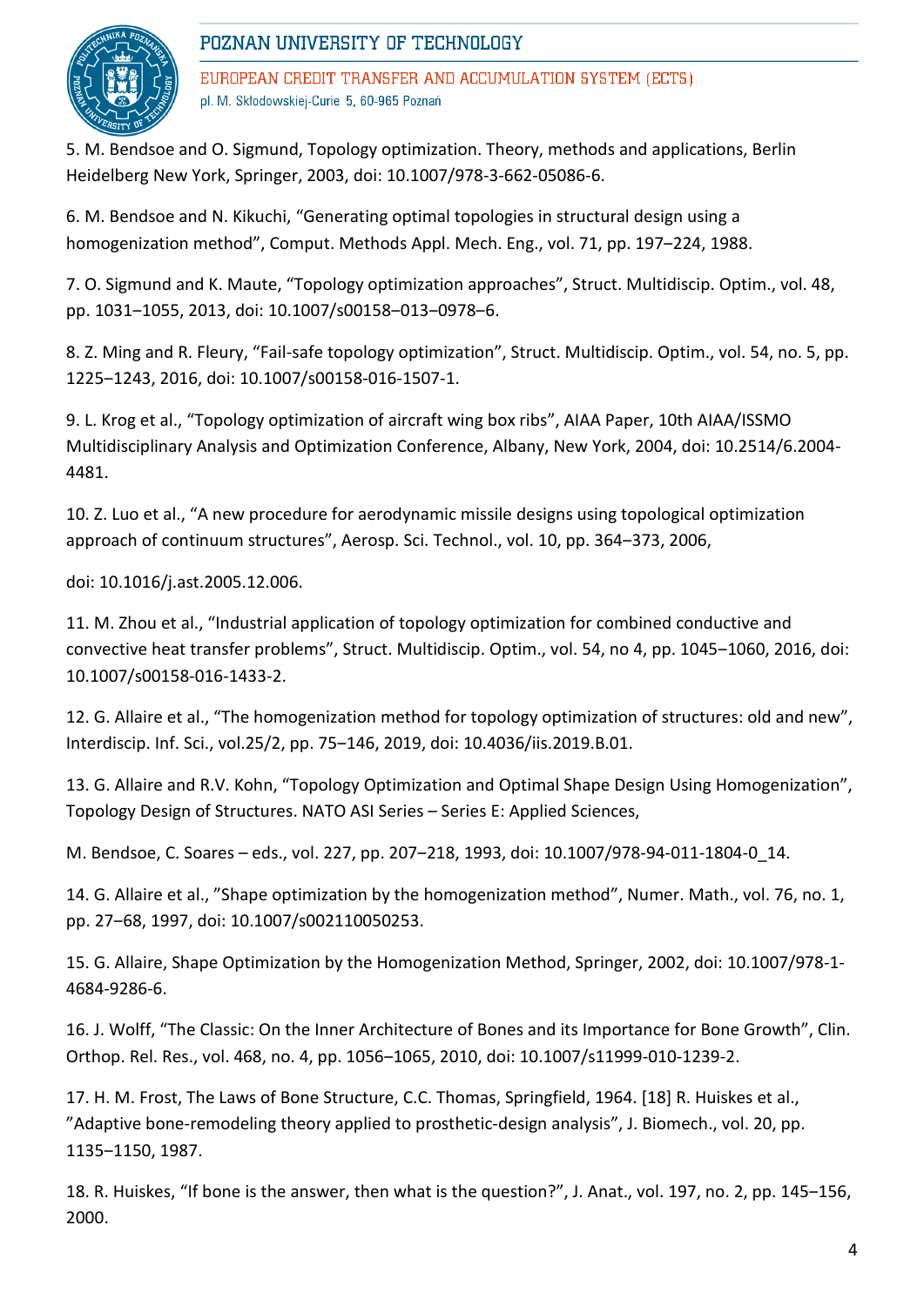5. M. Bendsoe and O. Sigmund, Topology optimization. Theory, methods and applications, Berlin Heidelberg New York, Springer, 2003, doi: 10.1007/978-3-662-05086-6.

6. M. Bendsoe and N. Kikuchi, “Generating optimal topologies in structural design using a homogenization method”, Comput. Methods Appl. Mech. Eng., vol. 71, pp. 197–224, 1988.

7. O. Sigmund and K. Maute, “Topology optimization approaches”, Struct. Multidiscip. Optim., vol. 48, pp. 1031–1055, 2013, doi: 10.1007/s00158–013–0978–6.

8. Z. Ming and R. Fleury, “Fail-safe topology optimization”, Struct. Multidiscip. Optim., vol. 54, no. 5, pp. 1225–1243, 2016, doi: 10.1007/s00158-016-1507-1.

9. L. Krog et al., “Topology optimization of aircraft wing box ribs”, AIAA Paper, 10th AIAA/ISSMO Multidisciplinary Analysis and Optimization Conference, Albany, New York, 2004, doi: 10.2514/6.2004-4481.

10. Z. Luo et al., “A new procedure for aerodynamic missile designs using topological optimization approach of continuum structures”, Aerosp. Sci. Technol., vol. 10, pp. 364–373, 2006,

doi: 10.1016/j.ast.2005.12.006.

11. M. Zhou et al., “Industrial application of topology optimization for combined conductive and convective heat transfer problems”, Struct. Multidiscip. Optim., vol. 54, no 4, pp. 1045–1060, 2016, doi: 10.1007/s00158-016-1433-2.

12. G. Allaire et al., “The homogenization method for topology optimization of structures: old and new”, Interdiscip. Inf. Sci., vol.25/2, pp. 75–146, 2019, doi: 10.4036/iis.2019.B.01.

13. G. Allaire and R.V. Kohn, “Topology Optimization and Optimal Shape Design Using Homogenization”, Topology Design of Structures. NATO ASI Series – Series E: Applied Sciences,

M. Bendsoe, C. Soares – eds., vol. 227, pp. 207–218, 1993, doi: 10.1007/978-94-011-1804-0_14.

14. G. Allaire et al., ”Shape optimization by the homogenization method”, Numer. Math., vol. 76, no. 1, pp. 27–68, 1997, doi: 10.1007/s002110050253.

15. G. Allaire, Shape Optimization by the Homogenization Method, Springer, 2002, doi: 10.1007/978-1-4684-9286-6.

16. J. Wolff, “The Classic: On the Inner Architecture of Bones and its Importance for Bone Growth”, Clin. Orthop. Rel. Res., vol. 468, no. 4, pp. 1056–1065, 2010, doi: 10.1007/s11999-010-1239-2.

17. H. M. Frost, The Laws of Bone Structure, C.C. Thomas, Springfield, 1964. [18] R. Huiskes et al., ”Adaptive bone-remodeling theory applied to prosthetic-design analysis”, J. Biomech., vol. 20, pp. 1135–1150, 1987.

18. R. Huiskes, “If bone is the answer, then what is the question?”, J. Anat., vol. 197, no. 2, pp. 145–156, 2000.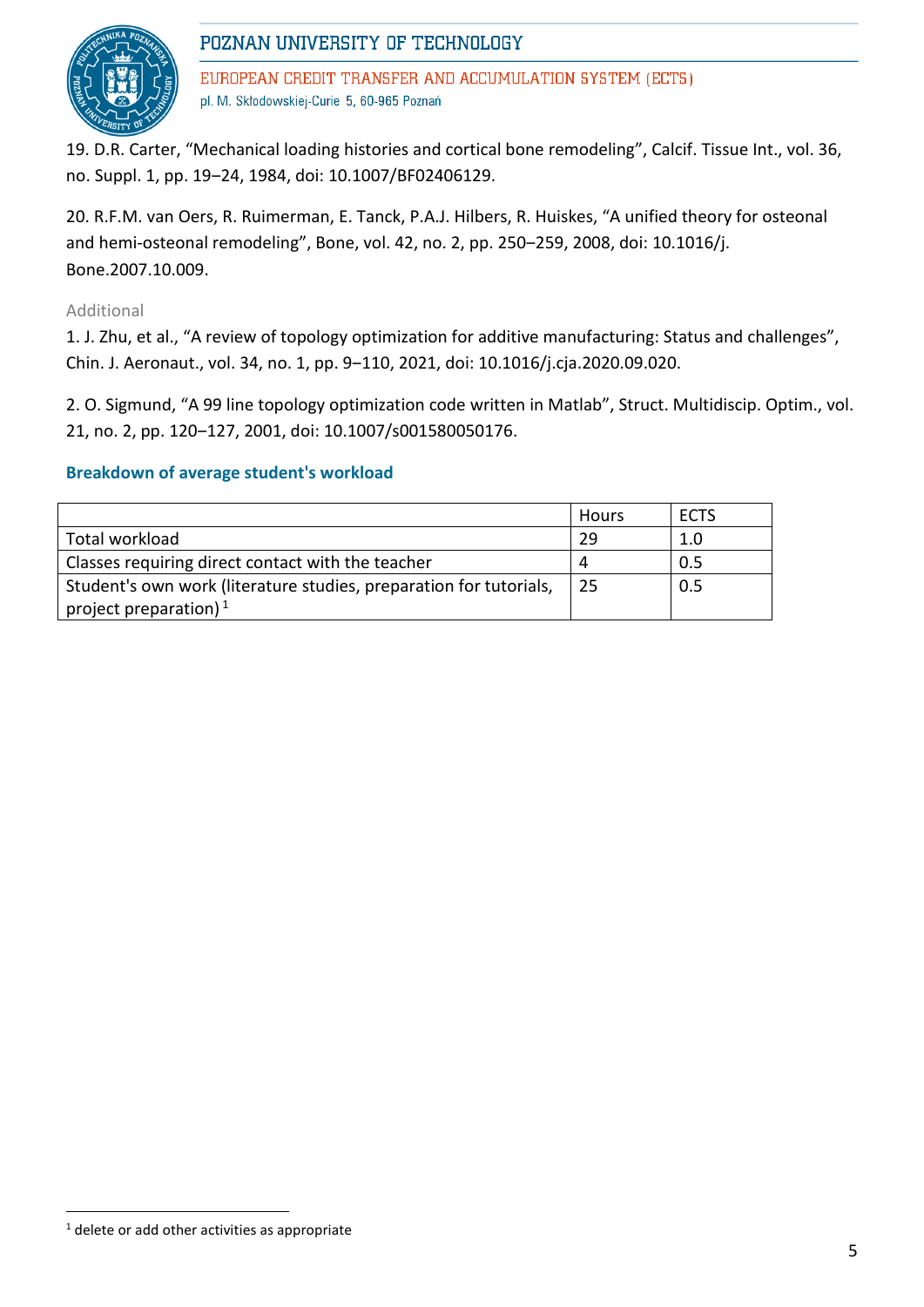19. D.R. Carter, “Mechanical loading histories and cortical bone remodeling”, Calcif. Tissue Int., vol. 36, no. Suppl. 1, pp. 19–24, 1984, doi: 10.1007/BF02406129.

20. R.F.M. van Oers, R. Ruimerman, E. Tanck, P.A.J. Hilbers, R. Huiskes, “A unified theory for osteonal and hemi-osteonal remodeling”, Bone, vol. 42, no. 2, pp. 250–259, 2008, doi: 10.1016/j. Bone.2007.10.009.

Additional

1. J. Zhu, et al., “A review of topology optimization for additive manufacturing: Status and challenges”, Chin. J. Aeronaut., vol. 34, no. 1, pp. 9–110, 2021, doi: 10.1016/j.cja.2020.09.020.

2. O. Sigmund, “A 99 line topology optimization code written in Matlab”, Struct. Multidiscip. Optim., vol. 21, no. 2, pp. 120–127, 2001, doi: 10.1007/s001580050176.

## Breakdown of average student's workload

| | Hours | ECTS |
|---|---|---|
| Total workload | 29 | 1.0 |
| Classes requiring direct contact with the teacher | 4 | 0.5 |
| Student's own work (literature studies, preparation for tutorials, project preparation) [1] | 25 | 0.5 |

[1] delete or add other activities as appropriate